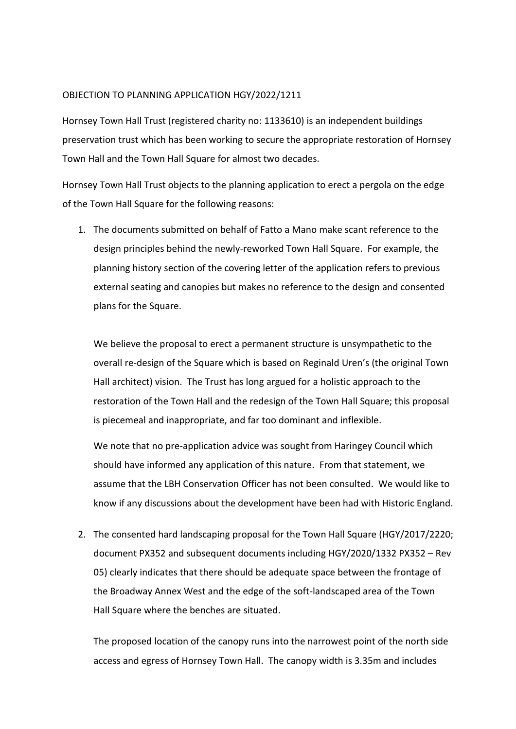OBJECTION TO PLANNING APPLICATION HGY/2022/1211

Hornsey Town Hall Trust (registered charity no: 1133610) is an independent buildings preservation trust which has been working to secure the appropriate restoration of Hornsey Town Hall and the Town Hall Square for almost two decades.

Hornsey Town Hall Trust objects to the planning application to erect a pergola on the edge of the Town Hall Square for the following reasons:

1. The documents submitted on behalf of Fatto a Mano make scant reference to the design principles behind the newly-reworked Town Hall Square. For example, the planning history section of the covering letter of the application refers to previous external seating and canopies but makes no reference to the design and consented plans for the Square.

   We believe the proposal to erect a permanent structure is unsympathetic to the overall re-design of the Square which is based on Reginald Uren's (the original Town Hall architect) vision. The Trust has long argued for a holistic approach to the restoration of the Town Hall and the redesign of the Town Hall Square; this proposal is piecemeal and inappropriate, and far too dominant and inflexible.

   We note that no pre-application advice was sought from Haringey Council which should have informed any application of this nature. From that statement, we assume that the LBH Conservation Officer has not been consulted. We would like to know if any discussions about the development have been had with Historic England.

2. The consented hard landscaping proposal for the Town Hall Square (HGY/2017/2220; document PX352 and subsequent documents including HGY/2020/1332 PX352 – Rev 05) clearly indicates that there should be adequate space between the frontage of the Broadway Annex West and the edge of the soft-landscaped area of the Town Hall Square where the benches are situated.

   The proposed location of the canopy runs into the narrowest point of the north side access and egress of Hornsey Town Hall. The canopy width is 3.35m and includes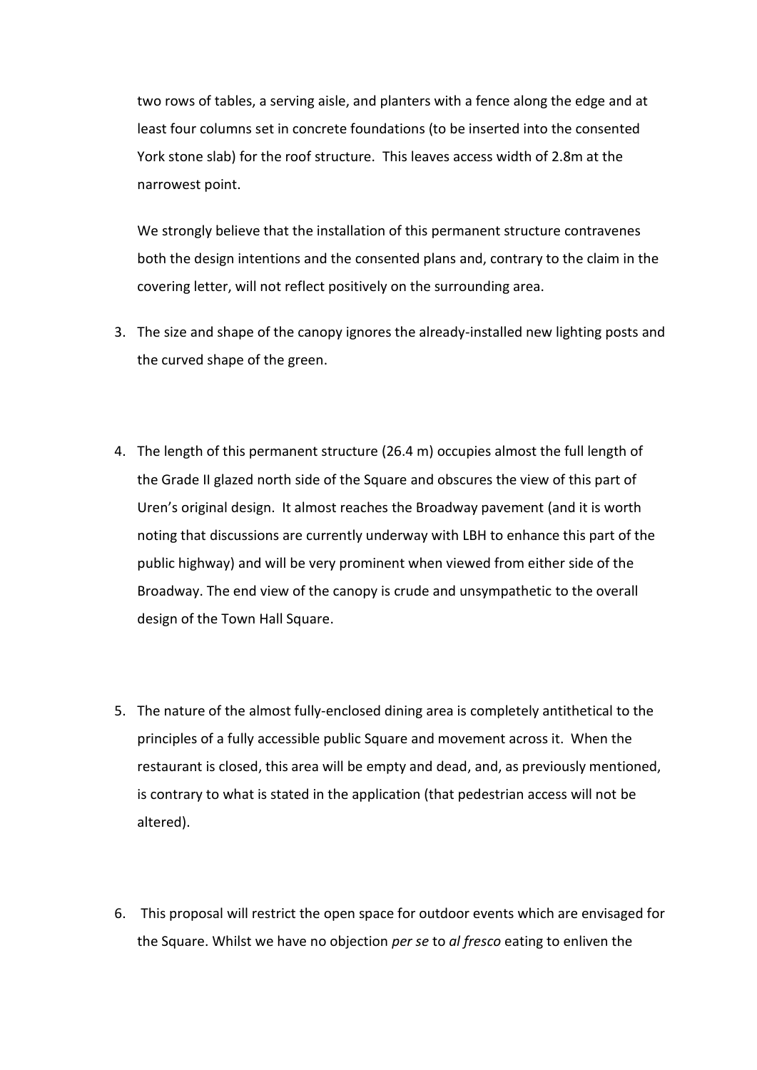two rows of tables, a serving aisle, and planters with a fence along the edge and at least four columns set in concrete foundations (to be inserted into the consented York stone slab) for the roof structure. This leaves access width of 2.8m at the narrowest point.

We strongly believe that the installation of this permanent structure contravenes both the design intentions and the consented plans and, contrary to the claim in the covering letter, will not reflect positively on the surrounding area.

3. The size and shape of the canopy ignores the already-installed new lighting posts and the curved shape of the green.

4. The length of this permanent structure (26.4 m) occupies almost the full length of the Grade II glazed north side of the Square and obscures the view of this part of Uren's original design. It almost reaches the Broadway pavement (and it is worth noting that discussions are currently underway with LBH to enhance this part of the public highway) and will be very prominent when viewed from either side of the Broadway. The end view of the canopy is crude and unsympathetic to the overall design of the Town Hall Square.

5. The nature of the almost fully-enclosed dining area is completely antithetical to the principles of a fully accessible public Square and movement across it. When the restaurant is closed, this area will be empty and dead, and, as previously mentioned, is contrary to what is stated in the application (that pedestrian access will not be altered).

6. This proposal will restrict the open space for outdoor events which are envisaged for the Square. Whilst we have no objection *per se* to *al fresco* eating to enliven the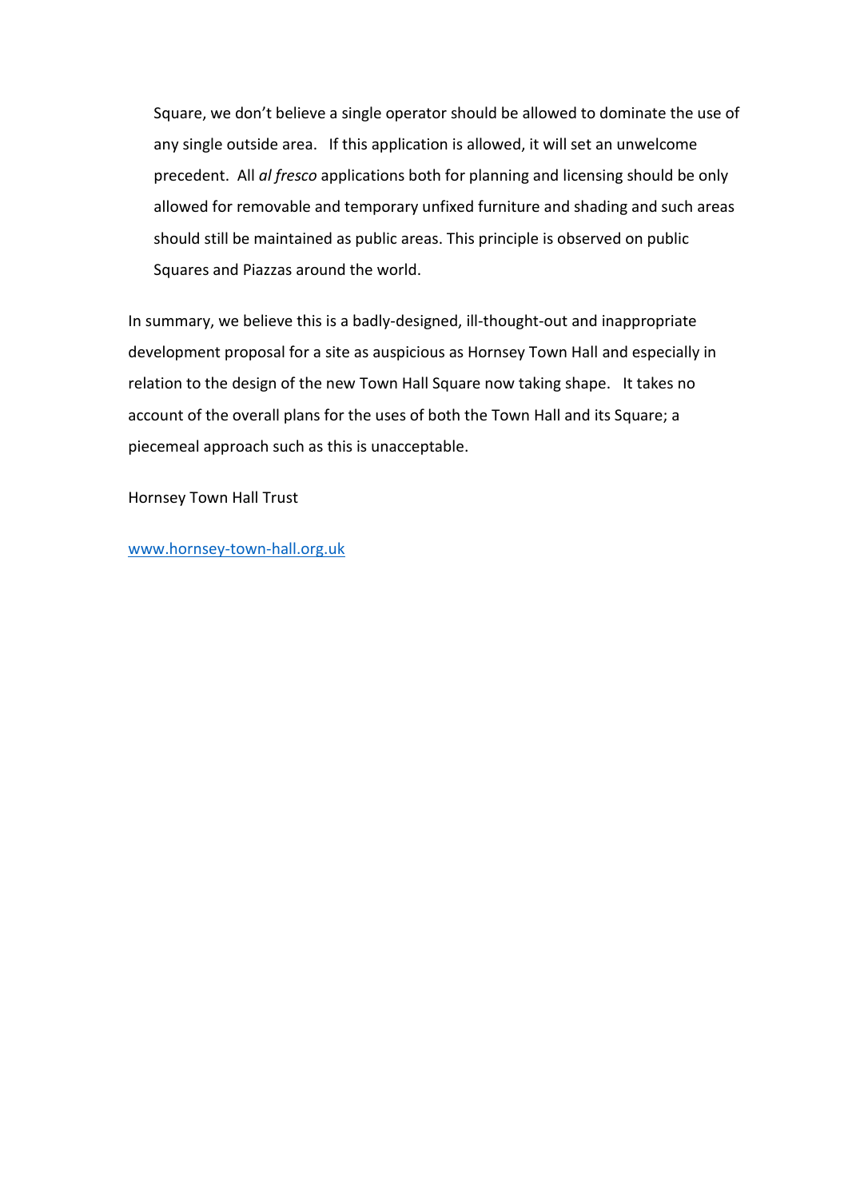Square, we don't believe a single operator should be allowed to dominate the use of any single outside area. If this application is allowed, it will set an unwelcome precedent. All *al fresco* applications both for planning and licensing should be only allowed for removable and temporary unfixed furniture and shading and such areas should still be maintained as public areas. This principle is observed on public Squares and Piazzas around the world.

In summary, we believe this is a badly-designed, ill-thought-out and inappropriate development proposal for a site as auspicious as Hornsey Town Hall and especially in relation to the design of the new Town Hall Square now taking shape. It takes no account of the overall plans for the uses of both the Town Hall and its Square; a piecemeal approach such as this is unacceptable.

Hornsey Town Hall Trust

[www.hornsey-town-hall.org.uk](http://www.hornsey-town-hall.org.uk)